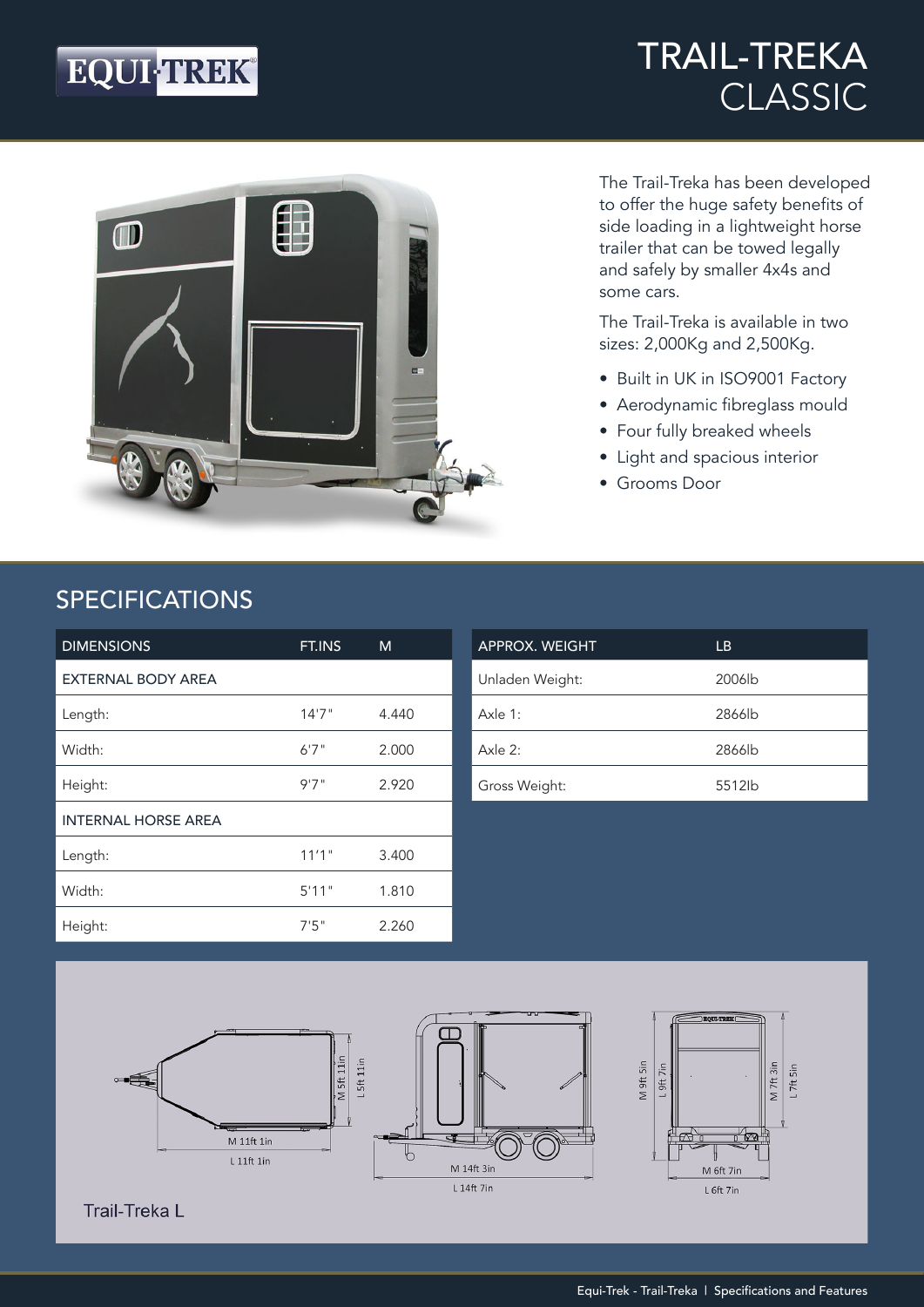# TRAIL-TREKA CLASSIC

The Trail-Treka has been developed to offer the huge safety benefits of side loading in a lightweight horse trailer that can be towed legally and safely by smaller 4x4s and some cars.

The Trail-Treka is available in two sizes: 2,000Kg and 2,500Kg.

- Built in UK in ISO9001 Factory
- Aerodynamic fibreglass mould
- Four fully breaked wheels
- Light and spacious interior
- Grooms Door

## SPECIFICATIONS

| DIMENSIONS | FT.INS | M |
|---|---|---|
| EXTERNAL BODY AREA | | |
| Length: | 14'7" | 4.440 |
| Width: | 6'7" | 2.000 |
| Height: | 9'7" | 2.920 |
| INTERNAL HORSE AREA | | |
| Length: | 11'1" | 3.400 |
| Width: | 5'11" | 1.810 |
| Height: | 7'5" | 2.260 |

| APPROX. WEIGHT | LB |
|---|---|
| Unladen Weight: | 2006lb |
| Axle 1: | 2866lb |
| Axle 2: | 2866lb |
| Gross Weight: | 5512lb |

M 11ft 1in
L 11ft 1in
M 5ft 11in
L 5ft 11in
M 14ft 3in
L 14ft 7in
M 9ft 5in
L 9ft 7in
M 7ft 3in
L 7ft 5in
M 6ft 7in
L 6ft 7in

Trail-Treka L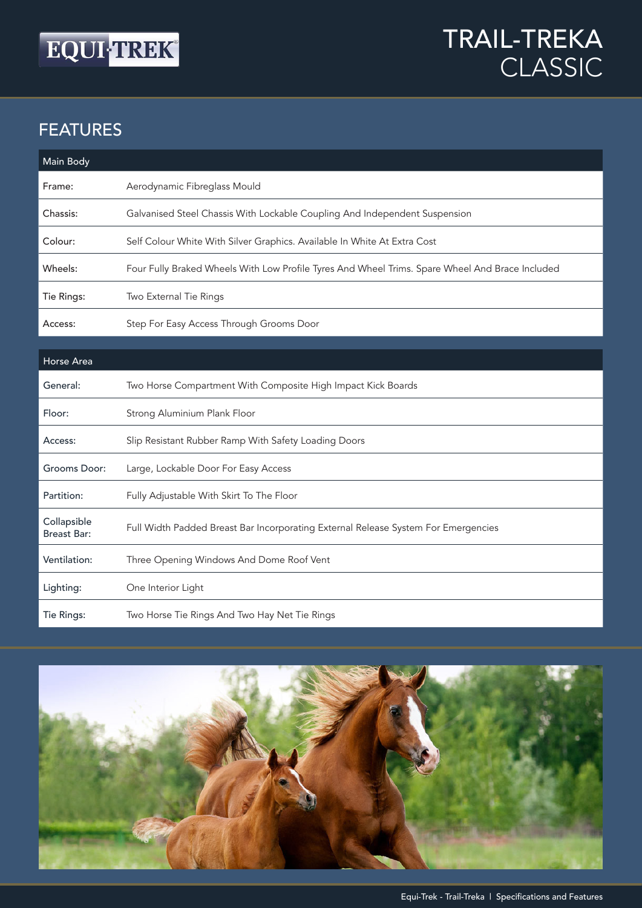# TRAIL-TREKA CLASSIC

## FEATURES

| Main Body | |
| --- | --- |
| Frame: | Aerodynamic Fibreglass Mould |
| Chassis: | Galvanised Steel Chassis With Lockable Coupling And Independent Suspension |
| Colour: | Self Colour White With Silver Graphics. Available In White At Extra Cost |
| Wheels: | Four Fully Braked Wheels With Low Profile Tyres And Wheel Trims. Spare Wheel And Brace Included |
| Tie Rings: | Two External Tie Rings |
| Access: | Step For Easy Access Through Grooms Door |

| Horse Area | |
| --- | --- |
| General: | Two Horse Compartment With Composite High Impact Kick Boards |
| Floor: | Strong Aluminium Plank Floor |
| Access: | Slip Resistant Rubber Ramp With Safety Loading Doors |
| Grooms Door: | Large, Lockable Door For Easy Access |
| Partition: | Fully Adjustable With Skirt To The Floor |
| Collapsible Breast Bar: | Full Width Padded Breast Bar Incorporating External Release System For Emergencies |
| Ventilation: | Three Opening Windows And Dome Roof Vent |
| Lighting: | One Interior Light |
| Tie Rings: | Two Horse Tie Rings And Two Hay Net Tie Rings |